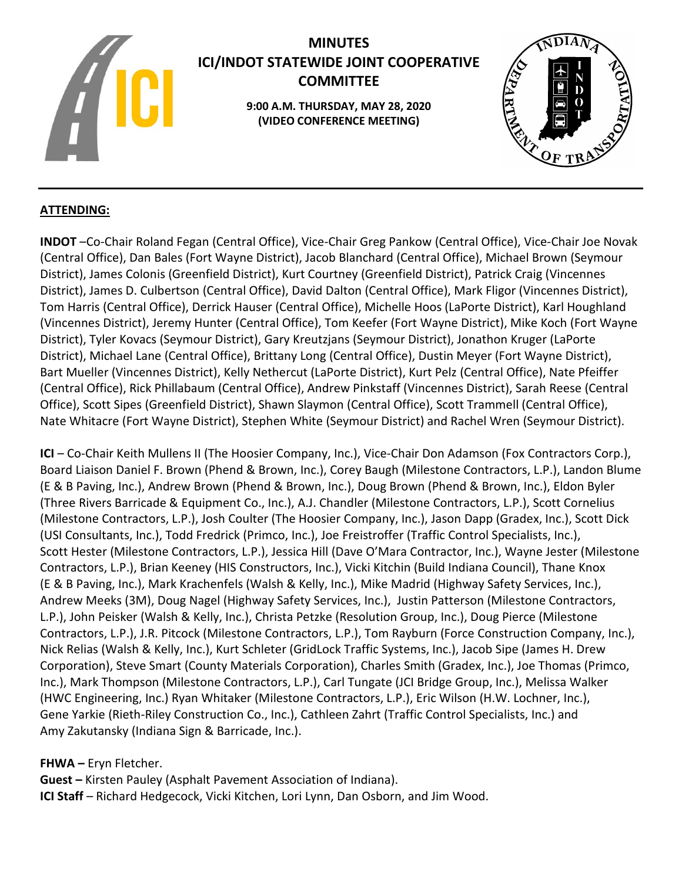# MINUTES
# ICI/INDOT STATEWIDE JOINT COOPERATIVE COMMITTEE

**9:00 A.M. THURSDAY, MAY 28, 2020**
**(VIDEO CONFERENCE MEETING)**

## ATTENDING:

**INDOT** –Co-Chair Roland Fegan (Central Office), Vice-Chair Greg Pankow (Central Office), Vice-Chair Joe Novak (Central Office), Dan Bales (Fort Wayne District), Jacob Blanchard (Central Office), Michael Brown (Seymour District), James Colonis (Greenfield District), Kurt Courtney (Greenfield District), Patrick Craig (Vincennes District), James D. Culbertson (Central Office), David Dalton (Central Office), Mark Fligor (Vincennes District), Tom Harris (Central Office), Derrick Hauser (Central Office), Michelle Hoos (LaPorte District), Karl Houghland (Vincennes District), Jeremy Hunter (Central Office), Tom Keefer (Fort Wayne District), Mike Koch (Fort Wayne District), Tyler Kovacs (Seymour District), Gary Kreutzjans (Seymour District), Jonathon Kruger (LaPorte District), Michael Lane (Central Office), Brittany Long (Central Office), Dustin Meyer (Fort Wayne District), Bart Mueller (Vincennes District), Kelly Nethercut (LaPorte District), Kurt Pelz (Central Office), Nate Pfeiffer (Central Office), Rick Phillabaum (Central Office), Andrew Pinkstaff (Vincennes District), Sarah Reese (Central Office), Scott Sipes (Greenfield District), Shawn Slaymon (Central Office), Scott Trammell (Central Office), Nate Whitacre (Fort Wayne District), Stephen White (Seymour District) and Rachel Wren (Seymour District).

**ICI** – Co-Chair Keith Mullens II (The Hoosier Company, Inc.), Vice-Chair Don Adamson (Fox Contractors Corp.), Board Liaison Daniel F. Brown (Phend & Brown, Inc.), Corey Baugh (Milestone Contractors, L.P.), Landon Blume (E & B Paving, Inc.), Andrew Brown (Phend & Brown, Inc.), Doug Brown (Phend & Brown, Inc.), Eldon Byler (Three Rivers Barricade & Equipment Co., Inc.), A.J. Chandler (Milestone Contractors, L.P.), Scott Cornelius (Milestone Contractors, L.P.), Josh Coulter (The Hoosier Company, Inc.), Jason Dapp (Gradex, Inc.), Scott Dick (USI Consultants, Inc.), Todd Fredrick (Primco, Inc.), Joe Freistroffer (Traffic Control Specialists, Inc.), Scott Hester (Milestone Contractors, L.P.), Jessica Hill (Dave O'Mara Contractor, Inc.), Wayne Jester (Milestone Contractors, L.P.), Brian Keeney (HIS Constructors, Inc.), Vicki Kitchin (Build Indiana Council), Thane Knox (E & B Paving, Inc.), Mark Krachenfels (Walsh & Kelly, Inc.), Mike Madrid (Highway Safety Services, Inc.), Andrew Meeks (3M), Doug Nagel (Highway Safety Services, Inc.), Justin Patterson (Milestone Contractors, L.P.), John Peisker (Walsh & Kelly, Inc.), Christa Petzke (Resolution Group, Inc.), Doug Pierce (Milestone Contractors, L.P.), J.R. Pitcock (Milestone Contractors, L.P.), Tom Rayburn (Force Construction Company, Inc.), Nick Relias (Walsh & Kelly, Inc.), Kurt Schleter (GridLock Traffic Systems, Inc.), Jacob Sipe (James H. Drew Corporation), Steve Smart (County Materials Corporation), Charles Smith (Gradex, Inc.), Joe Thomas (Primco, Inc.), Mark Thompson (Milestone Contractors, L.P.), Carl Tungate (JCI Bridge Group, Inc.), Melissa Walker (HWC Engineering, Inc.) Ryan Whitaker (Milestone Contractors, L.P.), Eric Wilson (H.W. Lochner, Inc.), Gene Yarkie (Rieth-Riley Construction Co., Inc.), Cathleen Zahrt (Traffic Control Specialists, Inc.) and Amy Zakutansky (Indiana Sign & Barricade, Inc.).

**FHWA –** Eryn Fletcher.
**Guest –** Kirsten Pauley (Asphalt Pavement Association of Indiana).
**ICI Staff** – Richard Hedgecock, Vicki Kitchen, Lori Lynn, Dan Osborn, and Jim Wood.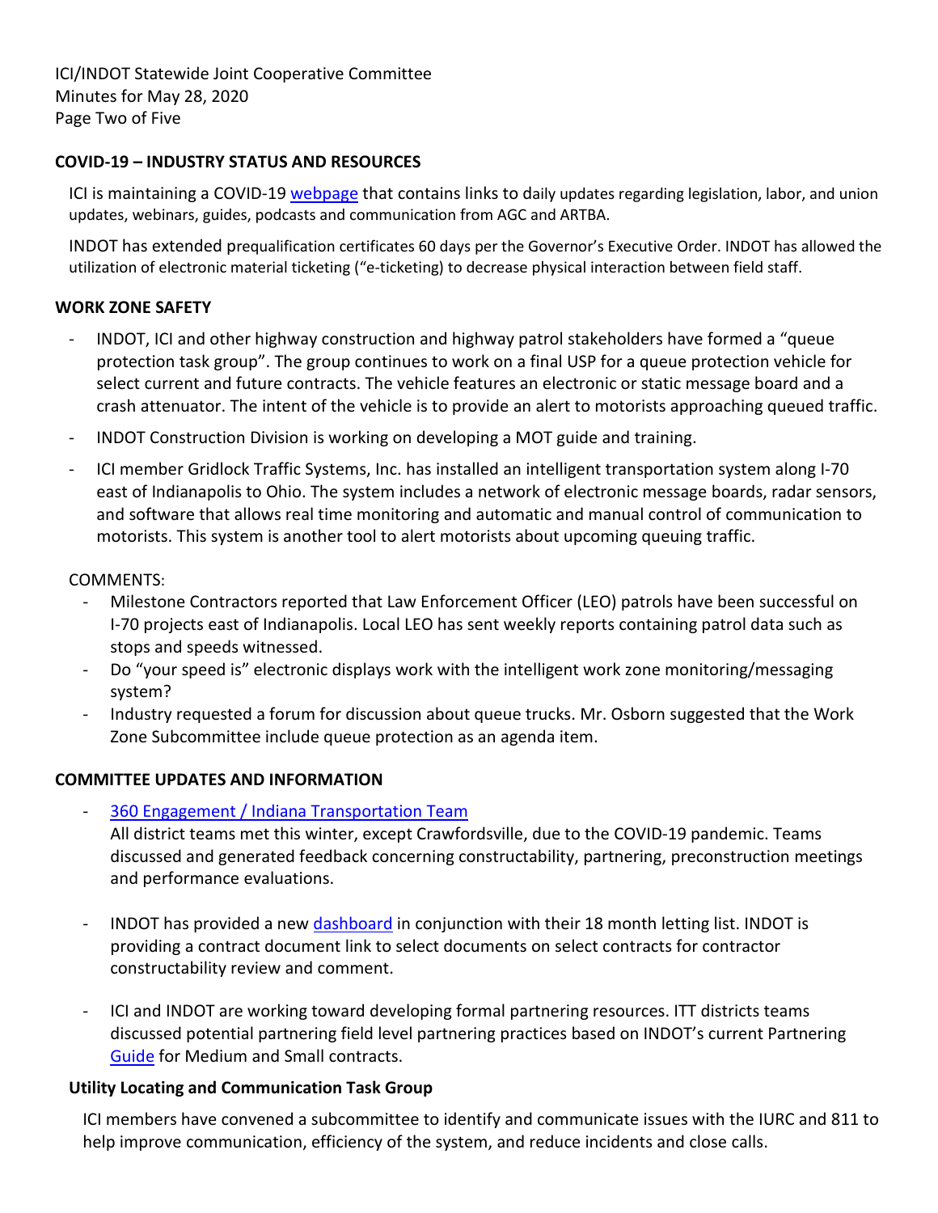## COVID-19 – INDUSTRY STATUS AND RESOURCES

ICI is maintaining a COVID-19 webpage that contains links to daily updates regarding legislation, labor, and union updates, webinars, guides, podcasts and communication from AGC and ARTBA.

INDOT has extended prequalification certificates 60 days per the Governor's Executive Order. INDOT has allowed the utilization of electronic material ticketing ("e-ticketing) to decrease physical interaction between field staff.

## WORK ZONE SAFETY

- INDOT, ICI and other highway construction and highway patrol stakeholders have formed a "queue protection task group". The group continues to work on a final USP for a queue protection vehicle for select current and future contracts. The vehicle features an electronic or static message board and a crash attenuator. The intent of the vehicle is to provide an alert to motorists approaching queued traffic.
- INDOT Construction Division is working on developing a MOT guide and training.
- ICI member Gridlock Traffic Systems, Inc. has installed an intelligent transportation system along I-70 east of Indianapolis to Ohio. The system includes a network of electronic message boards, radar sensors, and software that allows real time monitoring and automatic and manual control of communication to motorists. This system is another tool to alert motorists about upcoming queuing traffic.

COMMENTS:

- Milestone Contractors reported that Law Enforcement Officer (LEO) patrols have been successful on I-70 projects east of Indianapolis. Local LEO has sent weekly reports containing patrol data such as stops and speeds witnessed.
- Do "your speed is" electronic displays work with the intelligent work zone monitoring/messaging system?
- Industry requested a forum for discussion about queue trucks. Mr. Osborn suggested that the Work Zone Subcommittee include queue protection as an agenda item.

## COMMITTEE UPDATES AND INFORMATION

- 360 Engagement / Indiana Transportation Team
  All district teams met this winter, except Crawfordsville, due to the COVID-19 pandemic. Teams discussed and generated feedback concerning constructability, partnering, preconstruction meetings and performance evaluations.

- INDOT has provided a new dashboard in conjunction with their 18 month letting list. INDOT is providing a contract document link to select documents on select contracts for contractor constructability review and comment.

- ICI and INDOT are working toward developing formal partnering resources. ITT districts teams discussed potential partnering field level partnering practices based on INDOT's current Partnering Guide for Medium and Small contracts.

### Utility Locating and Communication Task Group

ICI members have convened a subcommittee to identify and communicate issues with the IURC and 811 to help improve communication, efficiency of the system, and reduce incidents and close calls.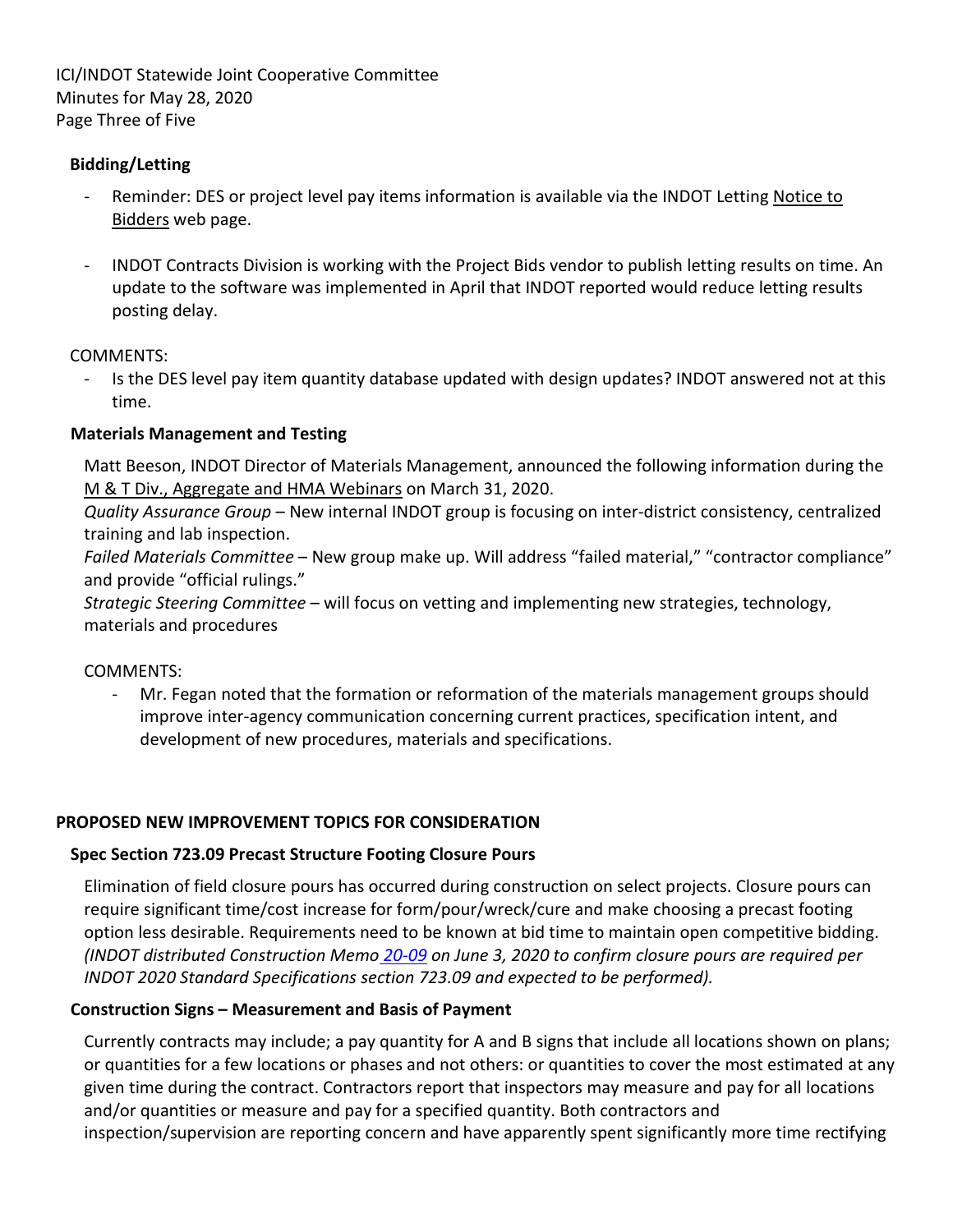### Bidding/Letting

- Reminder: DES or project level pay items information is available via the INDOT Letting Notice to Bidders web page.

- INDOT Contracts Division is working with the Project Bids vendor to publish letting results on time. An update to the software was implemented in April that INDOT reported would reduce letting results posting delay.

COMMENTS:

- Is the DES level pay item quantity database updated with design updates? INDOT answered not at this time.

### Materials Management and Testing

Matt Beeson, INDOT Director of Materials Management, announced the following information during the M & T Div., Aggregate and HMA Webinars on March 31, 2020.

*Quality Assurance Group* – New internal INDOT group is focusing on inter-district consistency, centralized training and lab inspection.

*Failed Materials Committee* – New group make up. Will address "failed material," "contractor compliance" and provide "official rulings."

*Strategic Steering Committee* – will focus on vetting and implementing new strategies, technology, materials and procedures

COMMENTS:

- Mr. Fegan noted that the formation or reformation of the materials management groups should improve inter-agency communication concerning current practices, specification intent, and development of new procedures, materials and specifications.

## PROPOSED NEW IMPROVEMENT TOPICS FOR CONSIDERATION

### Spec Section 723.09 Precast Structure Footing Closure Pours

Elimination of field closure pours has occurred during construction on select projects. Closure pours can require significant time/cost increase for form/pour/wreck/cure and make choosing a precast footing option less desirable. Requirements need to be known at bid time to maintain open competitive bidding. *(INDOT distributed Construction Memo 20-09 on June 3, 2020 to confirm closure pours are required per INDOT 2020 Standard Specifications section 723.09 and expected to be performed).*

### Construction Signs – Measurement and Basis of Payment

Currently contracts may include; a pay quantity for A and B signs that include all locations shown on plans; or quantities for a few locations or phases and not others: or quantities to cover the most estimated at any given time during the contract. Contractors report that inspectors may measure and pay for all locations and/or quantities or measure and pay for a specified quantity. Both contractors and inspection/supervision are reporting concern and have apparently spent significantly more time rectifying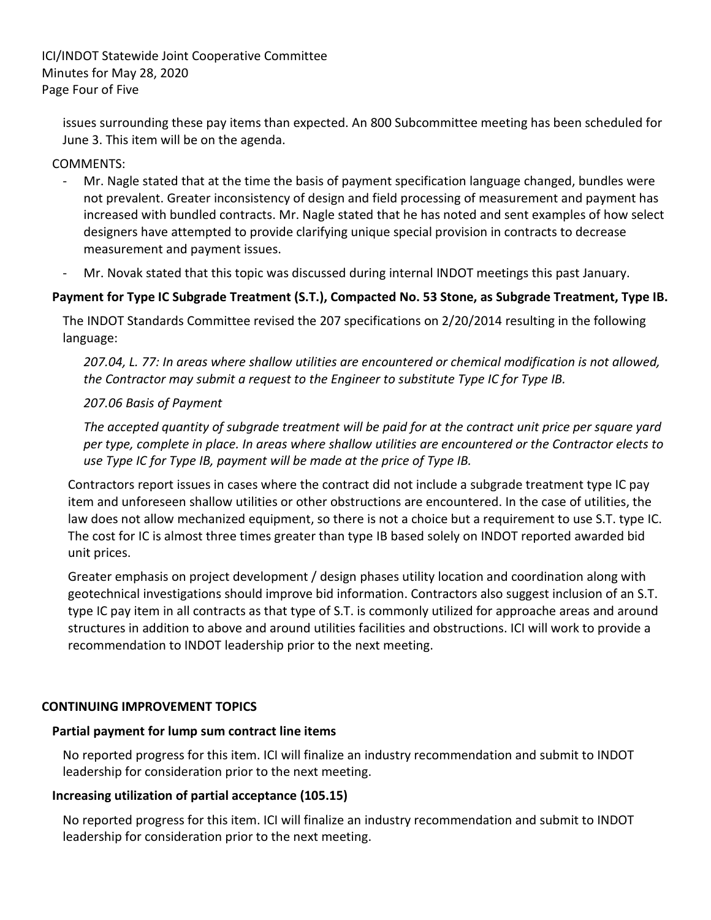issues surrounding these pay items than expected. An 800 Subcommittee meeting has been scheduled for June 3. This item will be on the agenda.

COMMENTS:

- Mr. Nagle stated that at the time the basis of payment specification language changed, bundles were not prevalent. Greater inconsistency of design and field processing of measurement and payment has increased with bundled contracts. Mr. Nagle stated that he has noted and sent examples of how select designers have attempted to provide clarifying unique special provision in contracts to decrease measurement and payment issues.
- Mr. Novak stated that this topic was discussed during internal INDOT meetings this past January.

**Payment for Type IC Subgrade Treatment (S.T.), Compacted No. 53 Stone, as Subgrade Treatment, Type IB.**

The INDOT Standards Committee revised the 207 specifications on 2/20/2014 resulting in the following language:

*207.04, L. 77: In areas where shallow utilities are encountered or chemical modification is not allowed, the Contractor may submit a request to the Engineer to substitute Type IC for Type IB.*

*207.06 Basis of Payment*

*The accepted quantity of subgrade treatment will be paid for at the contract unit price per square yard per type, complete in place. In areas where shallow utilities are encountered or the Contractor elects to use Type IC for Type IB, payment will be made at the price of Type IB.*

Contractors report issues in cases where the contract did not include a subgrade treatment type IC pay item and unforeseen shallow utilities or other obstructions are encountered. In the case of utilities, the law does not allow mechanized equipment, so there is not a choice but a requirement to use S.T. type IC. The cost for IC is almost three times greater than type IB based solely on INDOT reported awarded bid unit prices.

Greater emphasis on project development / design phases utility location and coordination along with geotechnical investigations should improve bid information. Contractors also suggest inclusion of an S.T. type IC pay item in all contracts as that type of S.T. is commonly utilized for approache areas and around structures in addition to above and around utilities facilities and obstructions. ICI will work to provide a recommendation to INDOT leadership prior to the next meeting.

## CONTINUING IMPROVEMENT TOPICS

### Partial payment for lump sum contract line items

No reported progress for this item. ICI will finalize an industry recommendation and submit to INDOT leadership for consideration prior to the next meeting.

### Increasing utilization of partial acceptance (105.15)

No reported progress for this item. ICI will finalize an industry recommendation and submit to INDOT leadership for consideration prior to the next meeting.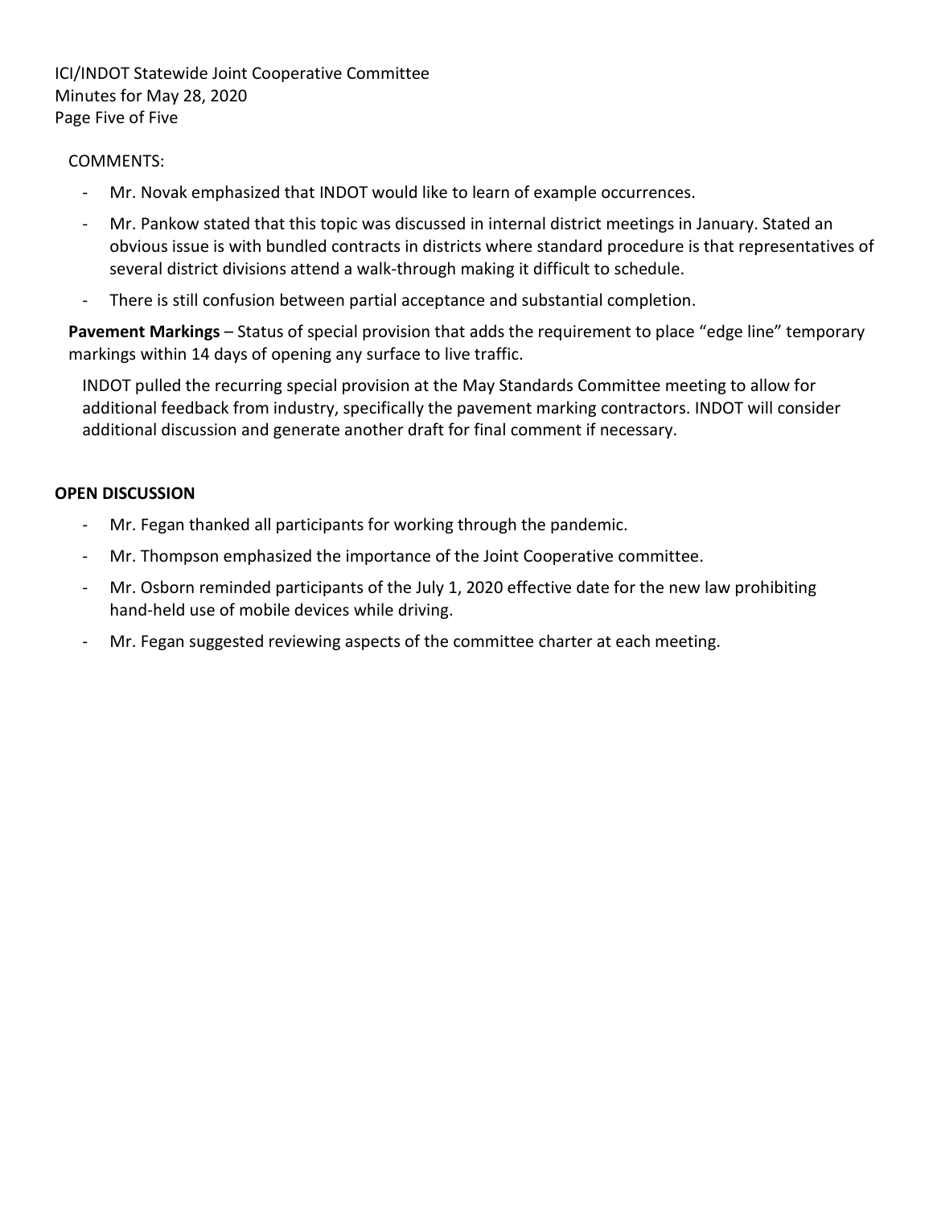COMMENTS:

- Mr. Novak emphasized that INDOT would like to learn of example occurrences.
- Mr. Pankow stated that this topic was discussed in internal district meetings in January. Stated an obvious issue is with bundled contracts in districts where standard procedure is that representatives of several district divisions attend a walk-through making it difficult to schedule.
- There is still confusion between partial acceptance and substantial completion.

**Pavement Markings** – Status of special provision that adds the requirement to place "edge line" temporary markings within 14 days of opening any surface to live traffic.

INDOT pulled the recurring special provision at the May Standards Committee meeting to allow for additional feedback from industry, specifically the pavement marking contractors. INDOT will consider additional discussion and generate another draft for final comment if necessary.

**OPEN DISCUSSION**

- Mr. Fegan thanked all participants for working through the pandemic.
- Mr. Thompson emphasized the importance of the Joint Cooperative committee.
- Mr. Osborn reminded participants of the July 1, 2020 effective date for the new law prohibiting hand-held use of mobile devices while driving.
- Mr. Fegan suggested reviewing aspects of the committee charter at each meeting.